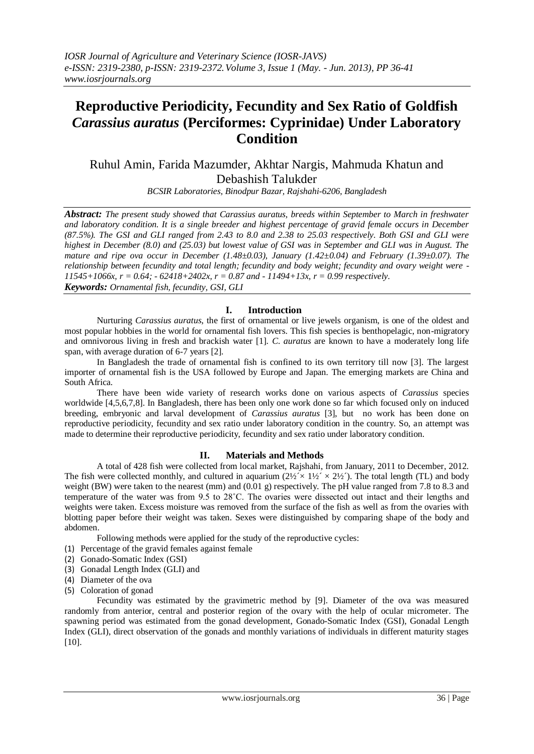# Reproductive Periodicity, Fecundity and Sex Ratio of Goldfish *Carassius auratus* (Perciformes: Cyprinidae) Under Laboratory Condition

Ruhul Amin, Farida Mazumder, Akhtar Nargis, Mahmuda Khatun and Debashish Talukder

*BCSIR Laboratories, Binodpur Bazar, Rajshahi-6206, Bangladesh*

***Abstract:*** *The present study showed that Carassius auratus, breeds within September to March in freshwater and laboratory condition. It is a single breeder and highest percentage of gravid female occurs in December (87.5%). The GSI and GLI ranged from 2.43 to 8.0 and 2.38 to 25.03 respectively. Both GSI and GLI were highest in December (8.0) and (25.03) but lowest value of GSI was in September and GLI was in August. The mature and ripe ova occur in December (1.48±0.03), January (1.42±0.04) and February (1.39±0.07). The relationship between fecundity and total length; fecundity and body weight; fecundity and ovary weight were - 11545+1066x, r = 0.64; - 62418+2402x, r = 0.87 and - 11494+13x, r = 0.99 respectively.*

***Keywords:*** *Ornamental fish, fecundity, GSI, GLI*

## I. Introduction

Nurturing *Carassius auratus*, the first of ornamental or live jewels organism, is one of the oldest and most popular hobbies in the world for ornamental fish lovers. This fish species is benthopelagic, non-migratory and omnivorous living in fresh and brackish water [1]. *C. auratus* are known to have a moderately long life span, with average duration of 6-7 years [2].

In Bangladesh the trade of ornamental fish is confined to its own territory till now [3]. The largest importer of ornamental fish is the USA followed by Europe and Japan. The emerging markets are China and South Africa.

There have been wide variety of research works done on various aspects of *Carassius* species worldwide [4,5,6,7,8]. In Bangladesh, there has been only one work done so far which focused only on induced breeding, embryonic and larval development of *Carassius auratus* [3], but no work has been done on reproductive periodicity, fecundity and sex ratio under laboratory condition in the country. So, an attempt was made to determine their reproductive periodicity, fecundity and sex ratio under laboratory condition.

## II. Materials and Methods

A total of 428 fish were collected from local market, Rajshahi, from January, 2011 to December, 2012. The fish were collected monthly, and cultured in aquarium (2½´× 1½´ × 2½´). The total length (TL) and body weight (BW) were taken to the nearest (mm) and (0.01 g) respectively. The pH value ranged from 7.8 to 8.3 and temperature of the water was from 9.5 to 28˚C. The ovaries were dissected out intact and their lengths and weights were taken. Excess moisture was removed from the surface of the fish as well as from the ovaries with blotting paper before their weight was taken. Sexes were distinguished by comparing shape of the body and abdomen.

Following methods were applied for the study of the reproductive cycles:

(1) Percentage of the gravid females against female
(2) Gonado-Somatic Index (GSI)
(3) Gonadal Length Index (GLI) and
(4) Diameter of the ova
(5) Coloration of gonad

Fecundity was estimated by the gravimetric method by [9]. Diameter of the ova was measured randomly from anterior, central and posterior region of the ovary with the help of ocular micrometer. The spawning period was estimated from the gonad development, Gonado-Somatic Index (GSI), Gonadal Length Index (GLI), direct observation of the gonads and monthly variations of individuals in different maturity stages [10].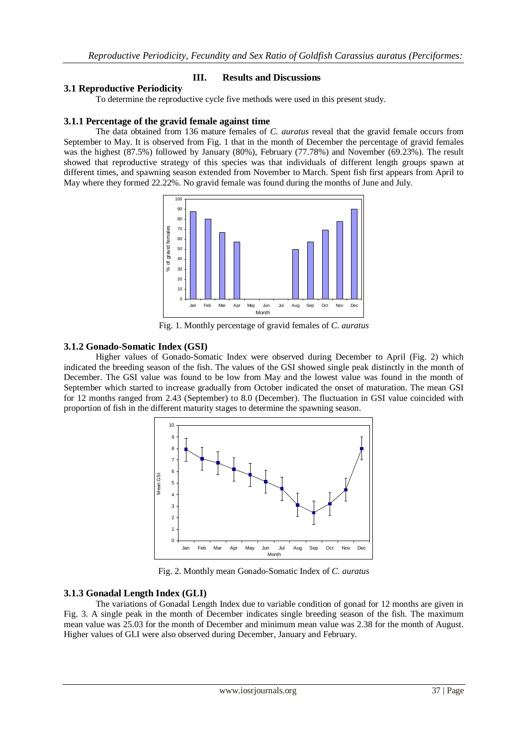## III. Results and Discussions

### 3.1 Reproductive Periodicity

To determine the reproductive cycle five methods were used in this present study.

#### 3.1.1 Percentage of the gravid female against time

The data obtained from 136 mature females of *C. auratus* reveal that the gravid female occurs from September to May. It is observed from Fig. 1 that in the month of December the percentage of gravid females was the highest (87.5%) followed by January (80%), February (77.78%) and November (69.23%). The result showed that reproductive strategy of this species was that individuals of different length groups spawn at different times, and spawning season extended from November to March. Spent fish first appears from April to May where they formed 22.22%. No gravid female was found during the months of June and July.

Fig. 1. Monthly percentage of gravid females of *C. auratus*

#### 3.1.2 Gonado-Somatic Index (GSI)

Higher values of Gonado-Somatic Index were observed during December to April (Fig. 2) which indicated the breeding season of the fish. The values of the GSI showed single peak distinctly in the month of December. The GSI value was found to be low from May and the lowest value was found in the month of September which started to increase gradually from October indicated the onset of maturation. The mean GSI for 12 months ranged from 2.43 (September) to 8.0 (December). The fluctuation in GSI value coincided with proportion of fish in the different maturity stages to determine the spawning season.

Fig. 2. Monthly mean Gonado-Somatic Index of *C. auratus*

#### 3.1.3 Gonadal Length Index (GLI)

The variations of Gonadal Length Index due to variable condition of gonad for 12 months are given in Fig. 3. A single peak in the month of December indicates single breeding season of the fish. The maximum mean value was 25.03 for the month of December and minimum mean value was 2.38 for the month of August. Higher values of GLI were also observed during December, January and February.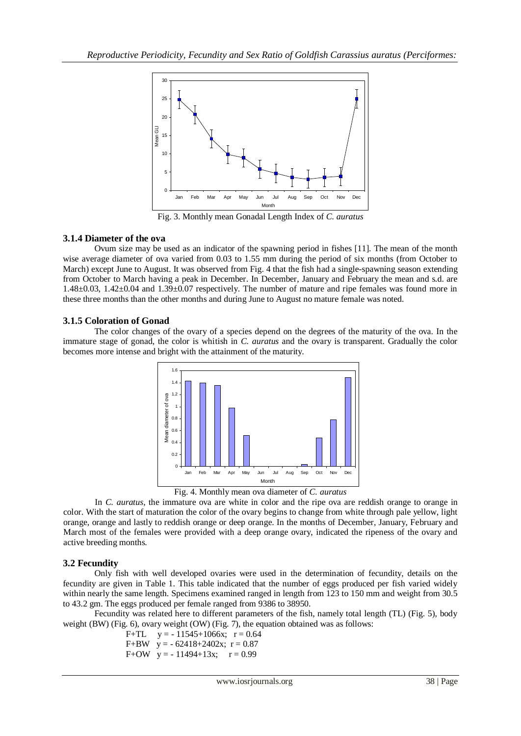Fig. 3. Monthly mean Gonadal Length Index of *C. auratus*

### 3.1.4 Diameter of the ova

Ovum size may be used as an indicator of the spawning period in fishes [11]. The mean of the month wise average diameter of ova varied from 0.03 to 1.55 mm during the period of six months (from October to March) except June to August. It was observed from Fig. 4 that the fish had a single-spawning season extending from October to March having a peak in December. In December, January and February the mean and s.d. are 1.48±0.03, 1.42±0.04 and 1.39±0.07 respectively. The number of mature and ripe females was found more in these three months than the other months and during June to August no mature female was noted.

### 3.1.5 Coloration of Gonad

The color changes of the ovary of a species depend on the degrees of the maturity of the ova. In the immature stage of gonad, the color is whitish in *C. auratus* and the ovary is transparent. Gradually the color becomes more intense and bright with the attainment of the maturity.

Fig. 4. Monthly mean ova diameter of *C. auratus*

In *C. auratus*, the immature ova are white in color and the ripe ova are reddish orange to orange in color. With the start of maturation the color of the ovary begins to change from white through pale yellow, light orange, orange and lastly to reddish orange or deep orange. In the months of December, January, February and March most of the females were provided with a deep orange ovary, indicated the ripeness of the ovary and active breeding months.

## 3.2 Fecundity

Only fish with well developed ovaries were used in the determination of fecundity, details on the fecundity are given in Table 1. This table indicated that the number of eggs produced per fish varied widely within nearly the same length. Specimens examined ranged in length from 123 to 150 mm and weight from 30.5 to 43.2 gm. The eggs produced per female ranged from 9386 to 38950.

Fecundity was related here to different parameters of the fish, namely total length (TL) (Fig. 5), body weight (BW) (Fig. 6), ovary weight (OW) (Fig. 7), the equation obtained was as follows:

F+TL $y = -11545 + 1066x$; $r = 0.64$

F+BW $y = -62418 + 2402x$; $r = 0.87$

F+OW $y = -11494 + 13x$; $r = 0.99$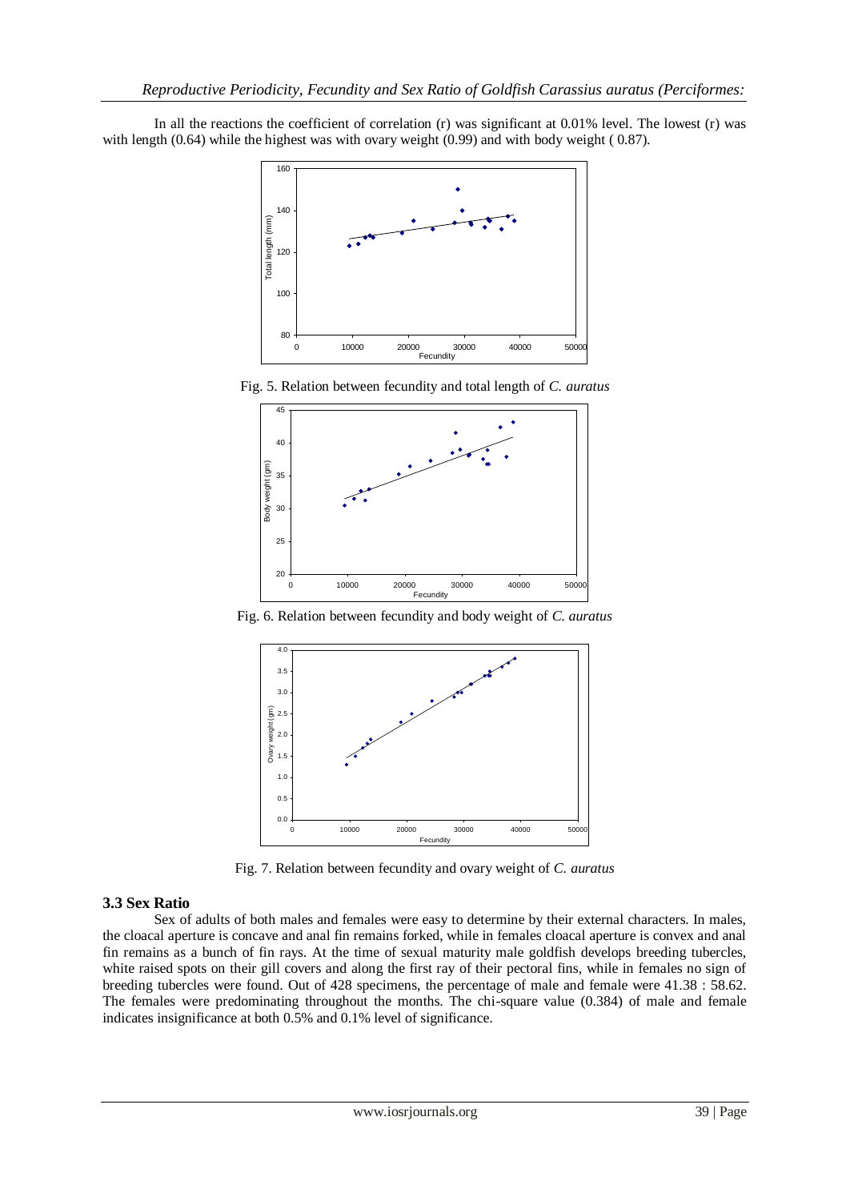In all the reactions the coefficient of correlation (r) was significant at 0.01% level. The lowest (r) was with length (0.64) while the highest was with ovary weight (0.99) and with body weight ( 0.87).

Fig. 5. Relation between fecundity and total length of *C. auratus*

Fig. 6. Relation between fecundity and body weight of *C. auratus*

Fig. 7. Relation between fecundity and ovary weight of *C. auratus*

### 3.3 Sex Ratio

Sex of adults of both males and females were easy to determine by their external characters. In males, the cloacal aperture is concave and anal fin remains forked, while in females cloacal aperture is convex and anal fin remains as a bunch of fin rays. At the time of sexual maturity male goldfish develops breeding tubercles, white raised spots on their gill covers and along the first ray of their pectoral fins, while in females no sign of breeding tubercles were found. Out of 428 specimens, the percentage of male and female were 41.38 : 58.62. The females were predominating throughout the months. The chi-square value (0.384) of male and female indicates insignificance at both 0.5% and 0.1% level of significance.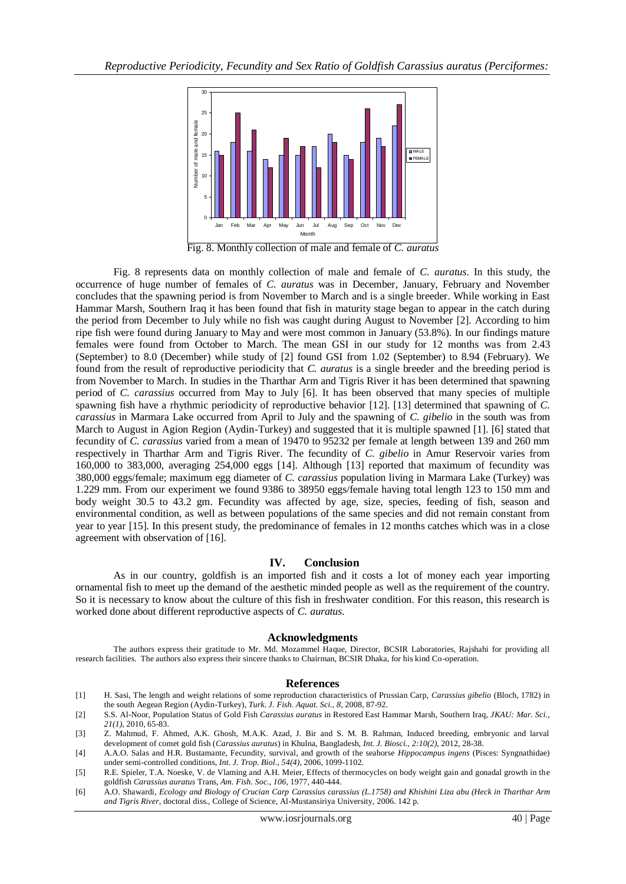Fig. 8. Monthly collection of male and female of *C. auratus*

Fig. 8 represents data on monthly collection of male and female of *C. auratus*. In this study, the occurrence of huge number of females of *C. auratus* was in December, January, February and November concludes that the spawning period is from November to March and is a single breeder. While working in East Hammar Marsh, Southern Iraq it has been found that fish in maturity stage began to appear in the catch during the period from December to July while no fish was caught during August to November [2]. According to him ripe fish were found during January to May and were most common in January (53.8%). In our findings mature females were found from October to March. The mean GSI in our study for 12 months was from 2.43 (September) to 8.0 (December) while study of [2] found GSI from 1.02 (September) to 8.94 (February). We found from the result of reproductive periodicity that *C. auratus* is a single breeder and the breeding period is from November to March. In studies in the Tharthar Arm and Tigris River it has been determined that spawning period of *C. carassius* occurred from May to July [6]. It has been observed that many species of multiple spawning fish have a rhythmic periodicity of reproductive behavior [12]. [13] determined that spawning of *C. carassius* in Marmara Lake occurred from April to July and the spawning of *C. gibelio* in the south was from March to August in Agion Region (Aydin-Turkey) and suggested that it is multiple spawned [1]. [6] stated that fecundity of *C. carassius* varied from a mean of 19470 to 95232 per female at length between 139 and 260 mm respectively in Tharthar Arm and Tigris River. The fecundity of *C. gibelio* in Amur Reservoir varies from 160,000 to 383,000, averaging 254,000 eggs [14]. Although [13] reported that maximum of fecundity was 380,000 eggs/female; maximum egg diameter of *C. carassius* population living in Marmara Lake (Turkey) was 1.229 mm. From our experiment we found 9386 to 38950 eggs/female having total length 123 to 150 mm and body weight 30.5 to 43.2 gm. Fecundity was affected by age, size, species, feeding of fish, season and environmental condition, as well as between populations of the same species and did not remain constant from year to year [15]. In this present study, the predominance of females in 12 months catches which was in a close agreement with observation of [16].

## IV. Conclusion

As in our country, goldfish is an imported fish and it costs a lot of money each year importing ornamental fish to meet up the demand of the aesthetic minded people as well as the requirement of the country. So it is necessary to know about the culture of this fish in freshwater condition. For this reason, this research is worked done about different reproductive aspects of *C. auratus*.

## Acknowledgments

The authors express their gratitude to Mr. Md. Mozammel Haque, Director, BCSIR Laboratories, Rajshahi for providing all research facilities. The authors also express their sincere thanks to Chairman, BCSIR Dhaka, for his kind Co-operation.

## References

[1] H. Sasi, The length and weight relations of some reproduction characteristics of Prussian Carp, *Carassius gibelio* (Bloch, 1782) in the south Aegean Region (Aydin-Turkey), *Turk. J. Fish. Aquat. Sci., 8,* 2008, 87-92.

[2] S.S. Al-Noor, Population Status of Gold Fish *Carassius auratus* in Restored East Hammar Marsh, Southern Iraq, *JKAU: Mar. Sci., 21(1)*, 2010, 65-83.

[3] Z. Mahmud, F. Ahmed, A.K. Ghosh, M.A.K. Azad, J. Bir and S. M. B. Rahman, Induced breeding, embryonic and larval development of comet gold fish (*Carassius auratus*) in Khulna, Bangladesh, *Int. J. Biosci., 2:10(2),* 2012, 28-38.

[4] A.A.O. Salas and H.R. Bustamante, Fecundity, survival, and growth of the seahorse *Hippocampus ingens* (Pisces: Syngnathidae) under semi-controlled conditions, *Int. J. Trop. Biol., 54(4),* 2006, 1099-1102.

[5] R.E. Spieler, T.A. Noeske, V. de Vlaming and A.H. Meier, Effects of thermocycles on body weight gain and gonadal growth in the goldfish *Carassius auratus* Trans, *Am. Fish. Soc., 106,* 1977, 440-444.

[6] A.O. Shawardi, *Ecology and Biology of Crucian Carp Carassius carassius (L.1758) and Khishini Liza abu (Heck in Tharthar Arm and Tigris River,* doctoral diss., College of Science, Al-Mustansiriya University, 2006. 142 p.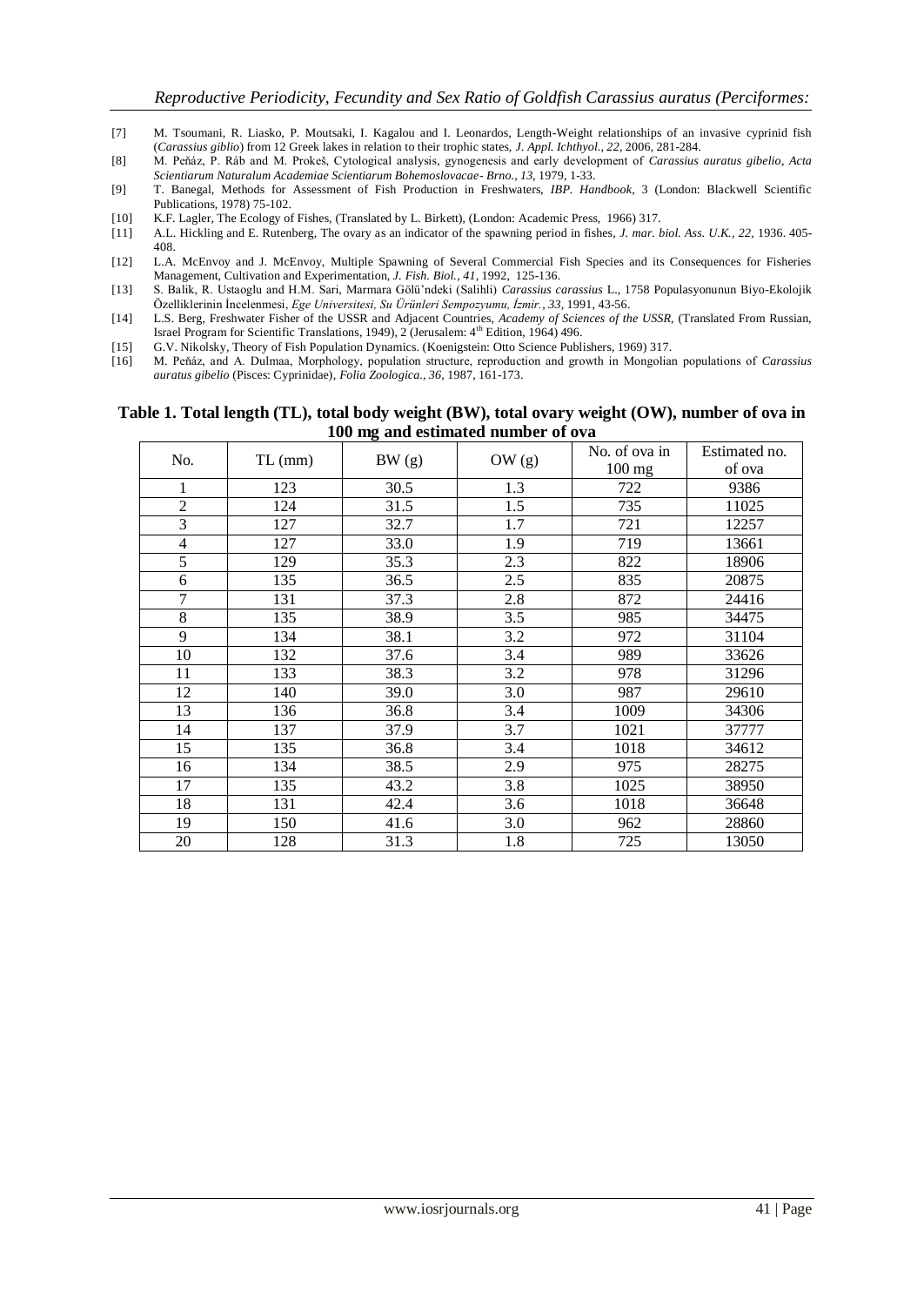[7] M. Tsoumani, R. Liasko, P. Moutsaki, I. Kagalou and I. Leonardos, Length-Weight relationships of an invasive cyprinid fish (*Carassius giblio*) from 12 Greek lakes in relation to their trophic states, *J. Appl. Ichthyol., 22*, 2006, 281-284.

[8] M. Peňáz, P. Ráb and M. Prokeš, Cytological analysis, gynogenesis and early development of *Carassius auratus gibelio*, *Acta Scientiarum Naturalum Academiae Scientiarum Bohemoslovacae- Brno., 13*, 1979, 1-33.

[9] T. Banegal, Methods for Assessment of Fish Production in Freshwaters, *IBP. Handbook*, 3 (London: Blackwell Scientific Publications, 1978) 75-102.

[10] K.F. Lagler, The Ecology of Fishes, (Translated by L. Birkett), (London: Academic Press, 1966) 317.

[11] A.L. Hickling and E. Rutenberg, The ovary as an indicator of the spawning period in fishes, *J. mar. biol. Ass. U.K., 22*, 1936. 405-408.

[12] L.A. McEnvoy and J. McEnvoy, Multiple Spawning of Several Commercial Fish Species and its Consequences for Fisheries Management, Cultivation and Experimentation, *J. Fish. Biol., 41*, 1992, 125-136.

[13] S. Balik, R. Ustaoglu and H.M. Sari, Marmara Gölü'ndeki (Salihli) *Carassius carassius* L., 1758 Populasyonunun Biyo-Ekolojik Özelliklerinin İncelenmesi, *Ege Universitesi, Su Ürünleri Sempozyumu, İzmir., 33*, 1991, 43-56.

[14] L.S. Berg, Freshwater Fisher of the USSR and Adjacent Countries, *Academy of Sciences of the USSR*, (Translated From Russian, Israel Program for Scientific Translations, 1949), 2 (Jerusalem: 4th Edition, 1964) 496.

[15] G.V. Nikolsky, Theory of Fish Population Dynamics. (Koenigstein: Otto Science Publishers, 1969) 317.

[16] M. Peňáz, and A. Dulmaa, Morphology, population structure, reproduction and growth in Mongolian populations of *Carassius auratus gibelio* (Pisces: Cyprinidae), *Folia Zoologica., 36*, 1987, 161-173.

**Table 1. Total length (TL), total body weight (BW), total ovary weight (OW), number of ova in 100 mg and estimated number of ova**

| No. | TL (mm) | BW (g) | OW (g) | No. of ova in 100 mg | Estimated no. of ova |
|---|---|---|---|---|---|
| 1 | 123 | 30.5 | 1.3 | 722 | 9386 |
| 2 | 124 | 31.5 | 1.5 | 735 | 11025 |
| 3 | 127 | 32.7 | 1.7 | 721 | 12257 |
| 4 | 127 | 33.0 | 1.9 | 719 | 13661 |
| 5 | 129 | 35.3 | 2.3 | 822 | 18906 |
| 6 | 135 | 36.5 | 2.5 | 835 | 20875 |
| 7 | 131 | 37.3 | 2.8 | 872 | 24416 |
| 8 | 135 | 38.9 | 3.5 | 985 | 34475 |
| 9 | 134 | 38.1 | 3.2 | 972 | 31104 |
| 10 | 132 | 37.6 | 3.4 | 989 | 33626 |
| 11 | 133 | 38.3 | 3.2 | 978 | 31296 |
| 12 | 140 | 39.0 | 3.0 | 987 | 29610 |
| 13 | 136 | 36.8 | 3.4 | 1009 | 34306 |
| 14 | 137 | 37.9 | 3.7 | 1021 | 37777 |
| 15 | 135 | 36.8 | 3.4 | 1018 | 34612 |
| 16 | 134 | 38.5 | 2.9 | 975 | 28275 |
| 17 | 135 | 43.2 | 3.8 | 1025 | 38950 |
| 18 | 131 | 42.4 | 3.6 | 1018 | 36648 |
| 19 | 150 | 41.6 | 3.0 | 962 | 28860 |
| 20 | 128 | 31.3 | 1.8 | 725 | 13050 |